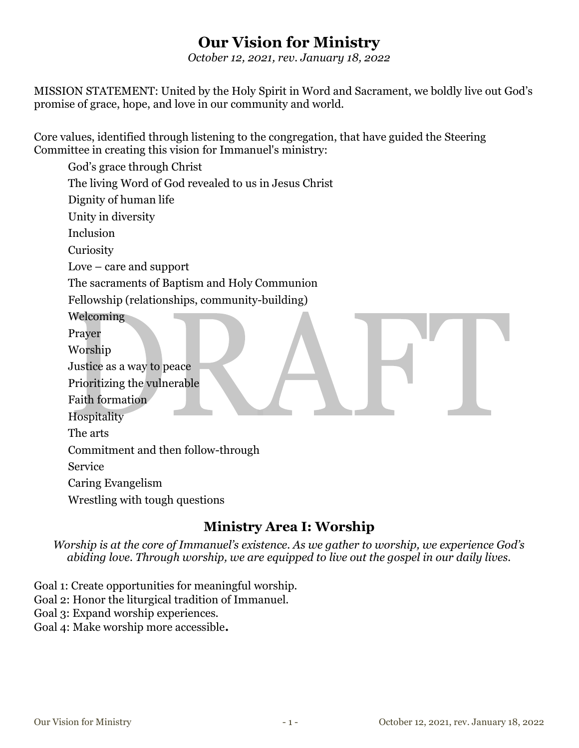# Our Vision for Ministry

*October 12, 2021, rev. January 18, 2022*

MISSION STATEMENT: United by the Holy Spirit in Word and Sacrament, we boldly live out God's promise of grace, hope, and love in our community and world.

Core values, identified through listening to the congregation, that have guided the Steering Committee in creating this vision for Immanuel's ministry:

- God's grace through Christ
- The living Word of God revealed to us in Jesus Christ
- Dignity of human life
- Unity in diversity
- Inclusion
- Curiosity
- Love – care and support
- The sacraments of Baptism and Holy Communion
- Fellowship (relationships, community-building)
- Welcoming
- Prayer
- Worship
- Justice as a way to peace
- Prioritizing the vulnerable
- Faith formation
- Hospitality
- The arts
- Commitment and then follow-through
- Service
- Caring Evangelism
- Wrestling with tough questions

## Ministry Area I: Worship

*Worship is at the core of Immanuel's existence. As we gather to worship, we experience God's abiding love. Through worship, we are equipped to live out the gospel in our daily lives.*

Goal 1: Create opportunities for meaningful worship.
Goal 2: Honor the liturgical tradition of Immanuel.
Goal 3: Expand worship experiences.
Goal 4: Make worship more accessible.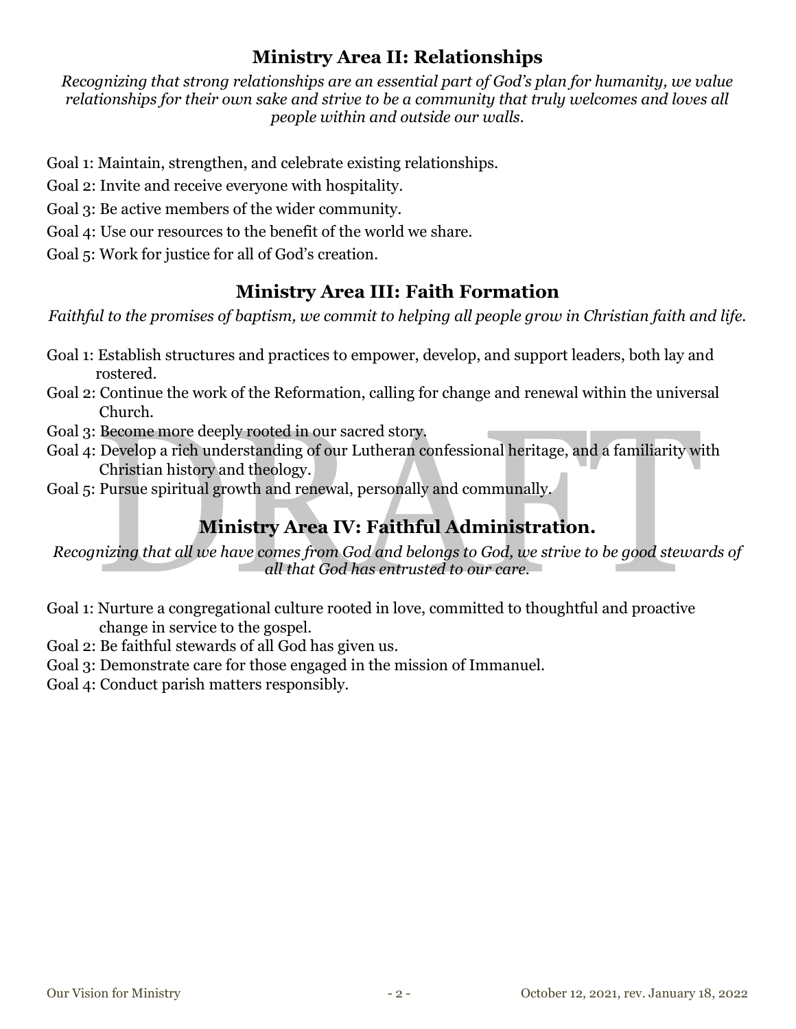## Ministry Area II: Relationships

*Recognizing that strong relationships are an essential part of God's plan for humanity, we value relationships for their own sake and strive to be a community that truly welcomes and loves all people within and outside our walls.*

Goal 1: Maintain, strengthen, and celebrate existing relationships.

Goal 2: Invite and receive everyone with hospitality.

Goal 3: Be active members of the wider community.

Goal 4: Use our resources to the benefit of the world we share.

Goal 5: Work for justice for all of God's creation.

## Ministry Area III: Faith Formation

*Faithful to the promises of baptism, we commit to helping all people grow in Christian faith and life.*

Goal 1: Establish structures and practices to empower, develop, and support leaders, both lay and rostered.

Goal 2: Continue the work of the Reformation, calling for change and renewal within the universal Church.

Goal 3: Become more deeply rooted in our sacred story.

Goal 4: Develop a rich understanding of our Lutheran confessional heritage, and a familiarity with Christian history and theology.

Goal 5: Pursue spiritual growth and renewal, personally and communally.

## Ministry Area IV: Faithful Administration.

*Recognizing that all we have comes from God and belongs to God, we strive to be good stewards of all that God has entrusted to our care.*

Goal 1: Nurture a congregational culture rooted in love, committed to thoughtful and proactive change in service to the gospel.

Goal 2: Be faithful stewards of all God has given us.

Goal 3: Demonstrate care for those engaged in the mission of Immanuel.

Goal 4: Conduct parish matters responsibly.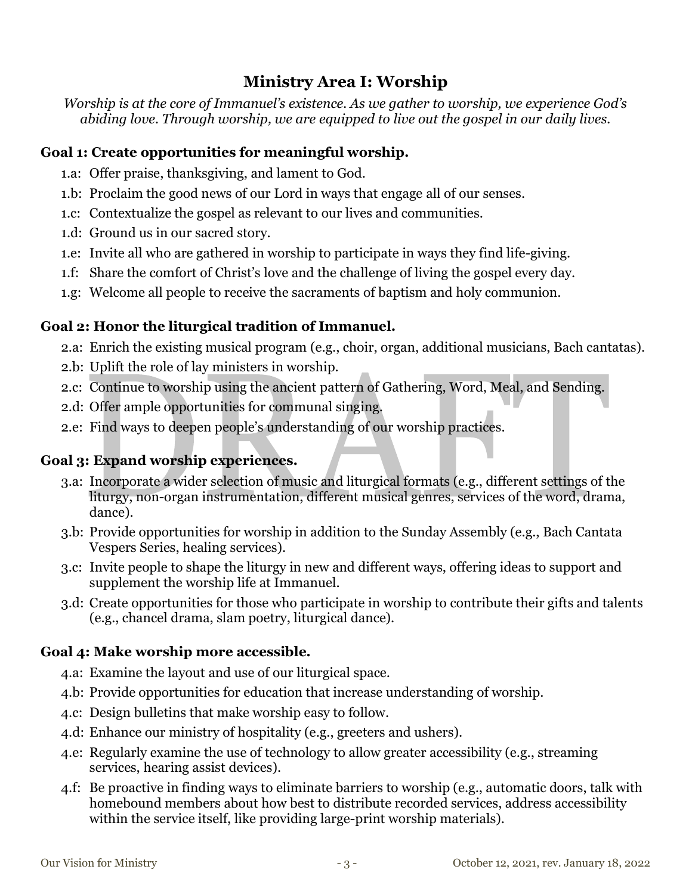## Ministry Area I: Worship

*Worship is at the core of Immanuel's existence. As we gather to worship, we experience God's abiding love. Through worship, we are equipped to live out the gospel in our daily lives.*

### Goal 1: Create opportunities for meaningful worship.

- 1.a: Offer praise, thanksgiving, and lament to God.
- 1.b: Proclaim the good news of our Lord in ways that engage all of our senses.
- 1.c: Contextualize the gospel as relevant to our lives and communities.
- 1.d: Ground us in our sacred story.
- 1.e: Invite all who are gathered in worship to participate in ways they find life-giving.
- 1.f: Share the comfort of Christ's love and the challenge of living the gospel every day.
- 1.g: Welcome all people to receive the sacraments of baptism and holy communion.

### Goal 2: Honor the liturgical tradition of Immanuel.

- 2.a: Enrich the existing musical program (e.g., choir, organ, additional musicians, Bach cantatas).
- 2.b: Uplift the role of lay ministers in worship.
- 2.c: Continue to worship using the ancient pattern of Gathering, Word, Meal, and Sending.
- 2.d: Offer ample opportunities for communal singing.
- 2.e: Find ways to deepen people's understanding of our worship practices.

### Goal 3: Expand worship experiences.

- 3.a: Incorporate a wider selection of music and liturgical formats (e.g., different settings of the liturgy, non-organ instrumentation, different musical genres, services of the word, drama, dance).
- 3.b: Provide opportunities for worship in addition to the Sunday Assembly (e.g., Bach Cantata Vespers Series, healing services).
- 3.c: Invite people to shape the liturgy in new and different ways, offering ideas to support and supplement the worship life at Immanuel.
- 3.d: Create opportunities for those who participate in worship to contribute their gifts and talents (e.g., chancel drama, slam poetry, liturgical dance).

### Goal 4: Make worship more accessible.

- 4.a: Examine the layout and use of our liturgical space.
- 4.b: Provide opportunities for education that increase understanding of worship.
- 4.c: Design bulletins that make worship easy to follow.
- 4.d: Enhance our ministry of hospitality (e.g., greeters and ushers).
- 4.e: Regularly examine the use of technology to allow greater accessibility (e.g., streaming services, hearing assist devices).
- 4.f: Be proactive in finding ways to eliminate barriers to worship (e.g., automatic doors, talk with homebound members about how best to distribute recorded services, address accessibility within the service itself, like providing large-print worship materials).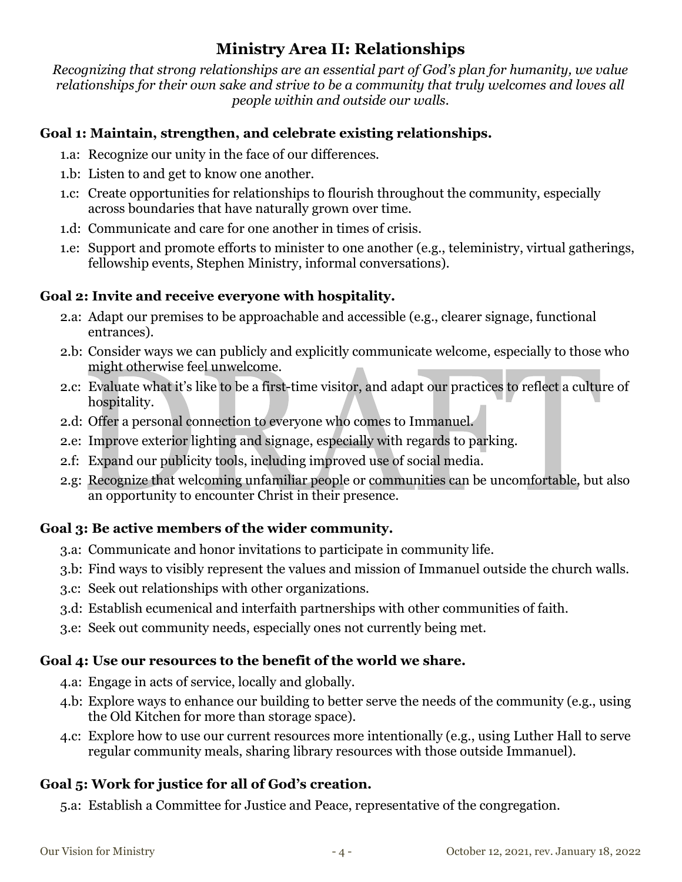## Ministry Area II: Relationships

*Recognizing that strong relationships are an essential part of God's plan for humanity, we value relationships for their own sake and strive to be a community that truly welcomes and loves all people within and outside our walls.*

### Goal 1: Maintain, strengthen, and celebrate existing relationships.

- 1.a: Recognize our unity in the face of our differences.
- 1.b: Listen to and get to know one another.
- 1.c: Create opportunities for relationships to flourish throughout the community, especially across boundaries that have naturally grown over time.
- 1.d: Communicate and care for one another in times of crisis.
- 1.e: Support and promote efforts to minister to one another (e.g., teleministry, virtual gatherings, fellowship events, Stephen Ministry, informal conversations).

### Goal 2: Invite and receive everyone with hospitality.

- 2.a: Adapt our premises to be approachable and accessible (e.g., clearer signage, functional entrances).
- 2.b: Consider ways we can publicly and explicitly communicate welcome, especially to those who might otherwise feel unwelcome.
- 2.c: Evaluate what it's like to be a first-time visitor, and adapt our practices to reflect a culture of hospitality.
- 2.d: Offer a personal connection to everyone who comes to Immanuel.
- 2.e: Improve exterior lighting and signage, especially with regards to parking.
- 2.f: Expand our publicity tools, including improved use of social media.
- 2.g: Recognize that welcoming unfamiliar people or communities can be uncomfortable, but also an opportunity to encounter Christ in their presence.

### Goal 3: Be active members of the wider community.

- 3.a: Communicate and honor invitations to participate in community life.
- 3.b: Find ways to visibly represent the values and mission of Immanuel outside the church walls.
- 3.c: Seek out relationships with other organizations.
- 3.d: Establish ecumenical and interfaith partnerships with other communities of faith.
- 3.e: Seek out community needs, especially ones not currently being met.

### Goal 4: Use our resources to the benefit of the world we share.

- 4.a: Engage in acts of service, locally and globally.
- 4.b: Explore ways to enhance our building to better serve the needs of the community (e.g., using the Old Kitchen for more than storage space).
- 4.c: Explore how to use our current resources more intentionally (e.g., using Luther Hall to serve regular community meals, sharing library resources with those outside Immanuel).

### Goal 5: Work for justice for all of God's creation.

- 5.a: Establish a Committee for Justice and Peace, representative of the congregation.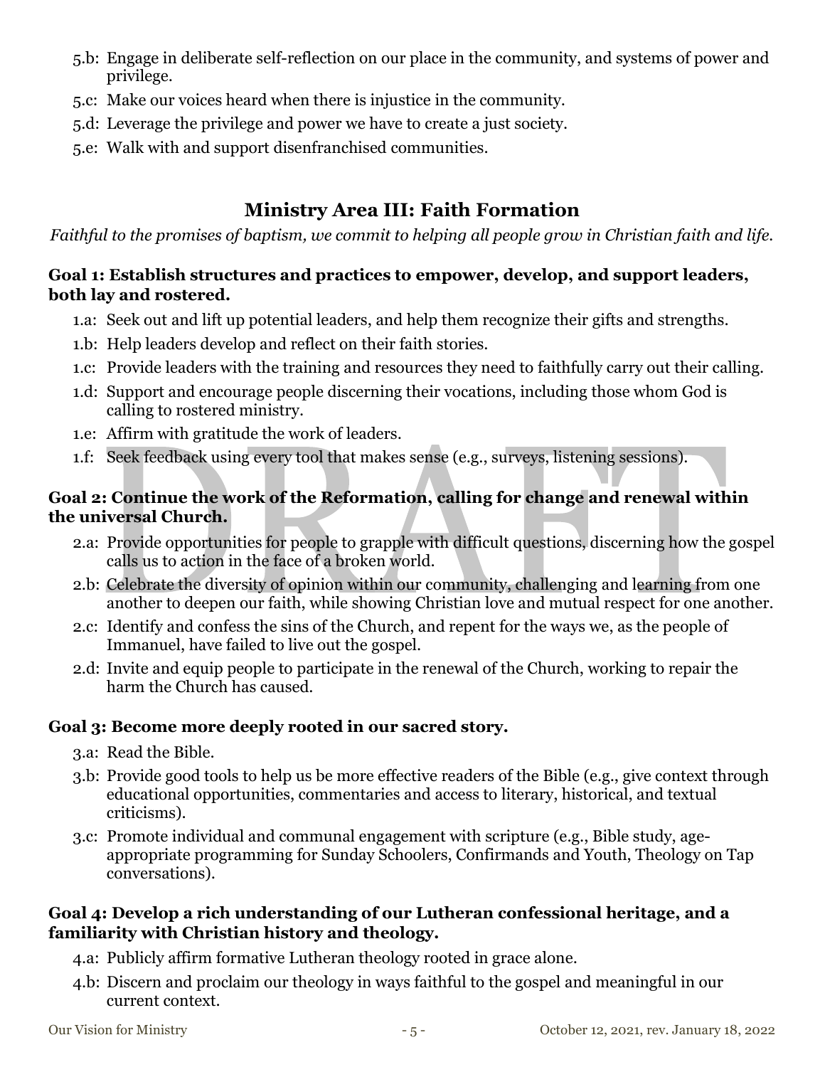- 5.b: Engage in deliberate self-reflection on our place in the community, and systems of power and privilege.
- 5.c: Make our voices heard when there is injustice in the community.
- 5.d: Leverage the privilege and power we have to create a just society.
- 5.e: Walk with and support disenfranchised communities.

## Ministry Area III: Faith Formation

*Faithful to the promises of baptism, we commit to helping all people grow in Christian faith and life.*

### Goal 1: Establish structures and practices to empower, develop, and support leaders, both lay and rostered.

- 1.a: Seek out and lift up potential leaders, and help them recognize their gifts and strengths.
- 1.b: Help leaders develop and reflect on their faith stories.
- 1.c: Provide leaders with the training and resources they need to faithfully carry out their calling.
- 1.d: Support and encourage people discerning their vocations, including those whom God is calling to rostered ministry.
- 1.e: Affirm with gratitude the work of leaders.
- 1.f: Seek feedback using every tool that makes sense (e.g., surveys, listening sessions).

### Goal 2: Continue the work of the Reformation, calling for change and renewal within the universal Church.

- 2.a: Provide opportunities for people to grapple with difficult questions, discerning how the gospel calls us to action in the face of a broken world.
- 2.b: Celebrate the diversity of opinion within our community, challenging and learning from one another to deepen our faith, while showing Christian love and mutual respect for one another.
- 2.c: Identify and confess the sins of the Church, and repent for the ways we, as the people of Immanuel, have failed to live out the gospel.
- 2.d: Invite and equip people to participate in the renewal of the Church, working to repair the harm the Church has caused.

### Goal 3: Become more deeply rooted in our sacred story.

- 3.a: Read the Bible.
- 3.b: Provide good tools to help us be more effective readers of the Bible (e.g., give context through educational opportunities, commentaries and access to literary, historical, and textual criticisms).
- 3.c: Promote individual and communal engagement with scripture (e.g., Bible study, age-appropriate programming for Sunday Schoolers, Confirmands and Youth, Theology on Tap conversations).

### Goal 4: Develop a rich understanding of our Lutheran confessional heritage, and a familiarity with Christian history and theology.

- 4.a: Publicly affirm formative Lutheran theology rooted in grace alone.
- 4.b: Discern and proclaim our theology in ways faithful to the gospel and meaningful in our current context.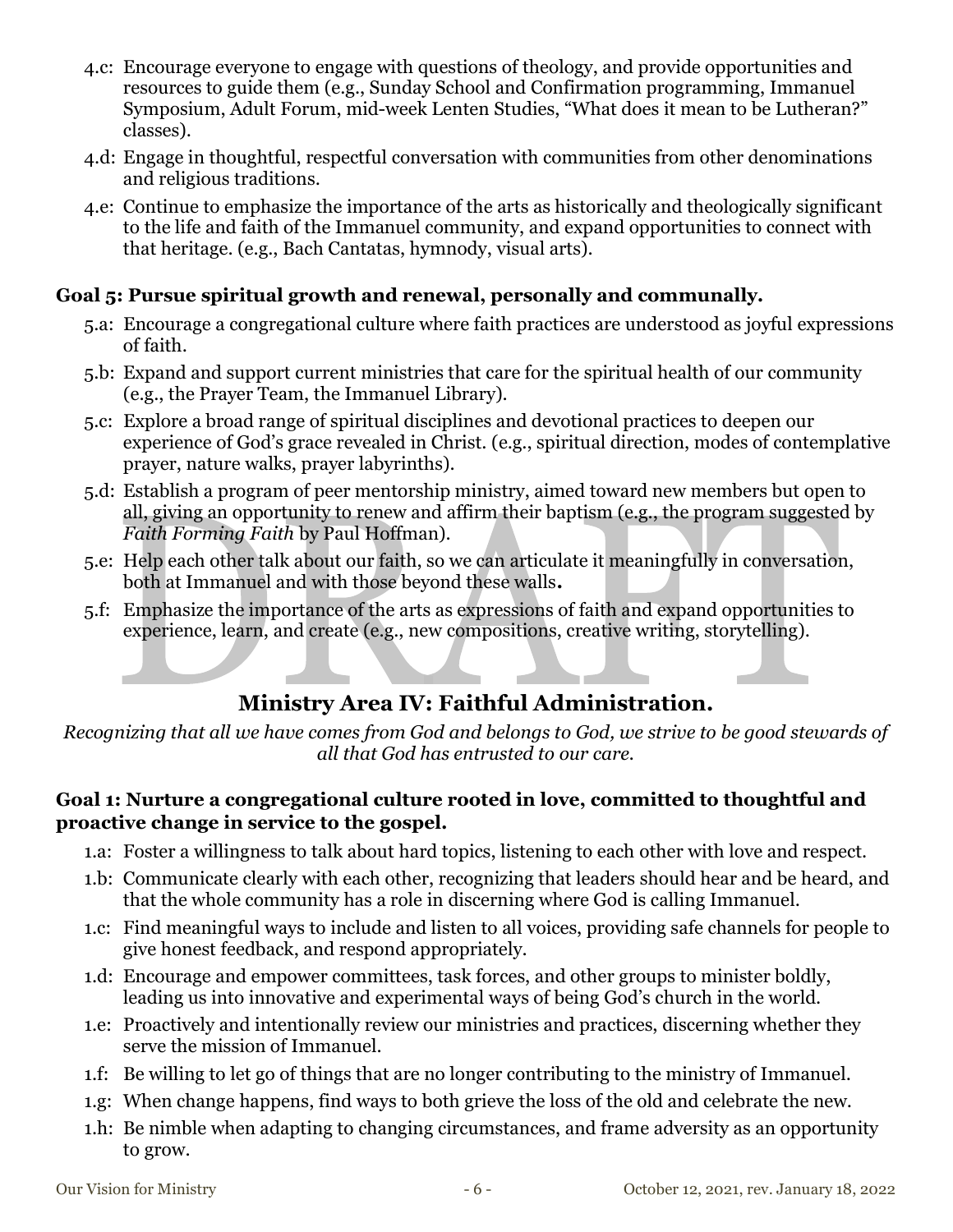- 4.c: Encourage everyone to engage with questions of theology, and provide opportunities and resources to guide them (e.g., Sunday School and Confirmation programming, Immanuel Symposium, Adult Forum, mid-week Lenten Studies, "What does it mean to be Lutheran?" classes).
- 4.d: Engage in thoughtful, respectful conversation with communities from other denominations and religious traditions.
- 4.e: Continue to emphasize the importance of the arts as historically and theologically significant to the life and faith of the Immanuel community, and expand opportunities to connect with that heritage. (e.g., Bach Cantatas, hymnody, visual arts).

**Goal 5: Pursue spiritual growth and renewal, personally and communally.**

- 5.a: Encourage a congregational culture where faith practices are understood as joyful expressions of faith.
- 5.b: Expand and support current ministries that care for the spiritual health of our community (e.g., the Prayer Team, the Immanuel Library).
- 5.c: Explore a broad range of spiritual disciplines and devotional practices to deepen our experience of God's grace revealed in Christ. (e.g., spiritual direction, modes of contemplative prayer, nature walks, prayer labyrinths).
- 5.d: Establish a program of peer mentorship ministry, aimed toward new members but open to all, giving an opportunity to renew and affirm their baptism (e.g., the program suggested by *Faith Forming Faith* by Paul Hoffman).
- 5.e: Help each other talk about our faith, so we can articulate it meaningfully in conversation, both at Immanuel and with those beyond these walls**.**
- 5.f: Emphasize the importance of the arts as expressions of faith and expand opportunities to experience, learn, and create (e.g., new compositions, creative writing, storytelling).

## Ministry Area IV: Faithful Administration.

*Recognizing that all we have comes from God and belongs to God, we strive to be good stewards of all that God has entrusted to our care.*

**Goal 1: Nurture a congregational culture rooted in love, committed to thoughtful and proactive change in service to the gospel.**

- 1.a: Foster a willingness to talk about hard topics, listening to each other with love and respect.
- 1.b: Communicate clearly with each other, recognizing that leaders should hear and be heard, and that the whole community has a role in discerning where God is calling Immanuel.
- 1.c: Find meaningful ways to include and listen to all voices, providing safe channels for people to give honest feedback, and respond appropriately.
- 1.d: Encourage and empower committees, task forces, and other groups to minister boldly, leading us into innovative and experimental ways of being God's church in the world.
- 1.e: Proactively and intentionally review our ministries and practices, discerning whether they serve the mission of Immanuel.
- 1.f: Be willing to let go of things that are no longer contributing to the ministry of Immanuel.
- 1.g: When change happens, find ways to both grieve the loss of the old and celebrate the new.
- 1.h: Be nimble when adapting to changing circumstances, and frame adversity as an opportunity to grow.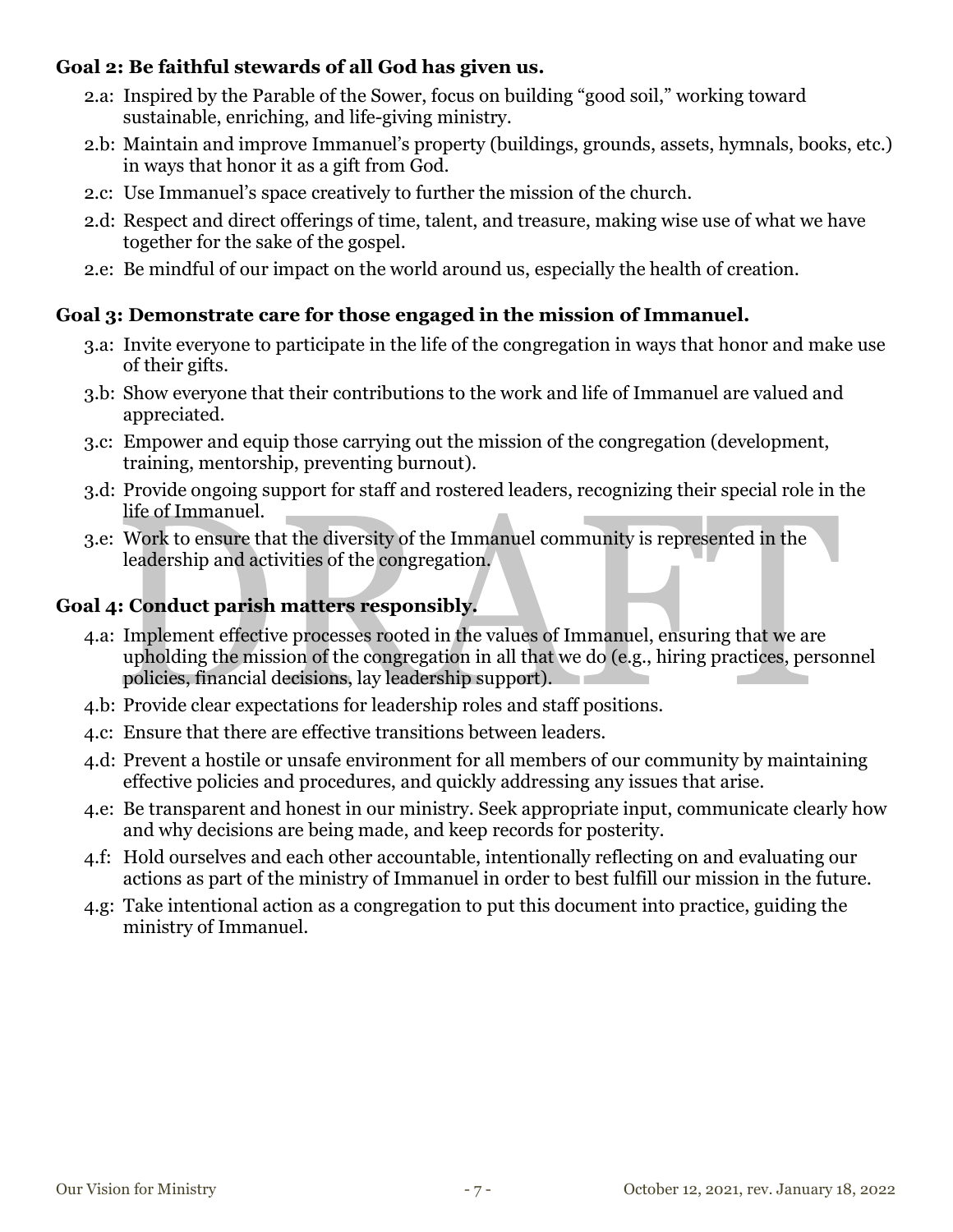**Goal 2: Be faithful stewards of all God has given us.**

- 2.a: Inspired by the Parable of the Sower, focus on building "good soil," working toward sustainable, enriching, and life-giving ministry.
- 2.b: Maintain and improve Immanuel's property (buildings, grounds, assets, hymnals, books, etc.) in ways that honor it as a gift from God.
- 2.c: Use Immanuel's space creatively to further the mission of the church.
- 2.d: Respect and direct offerings of time, talent, and treasure, making wise use of what we have together for the sake of the gospel.
- 2.e: Be mindful of our impact on the world around us, especially the health of creation.

**Goal 3: Demonstrate care for those engaged in the mission of Immanuel.**

- 3.a: Invite everyone to participate in the life of the congregation in ways that honor and make use of their gifts.
- 3.b: Show everyone that their contributions to the work and life of Immanuel are valued and appreciated.
- 3.c: Empower and equip those carrying out the mission of the congregation (development, training, mentorship, preventing burnout).
- 3.d: Provide ongoing support for staff and rostered leaders, recognizing their special role in the life of Immanuel.
- 3.e: Work to ensure that the diversity of the Immanuel community is represented in the leadership and activities of the congregation.

**Goal 4: Conduct parish matters responsibly.**

- 4.a: Implement effective processes rooted in the values of Immanuel, ensuring that we are upholding the mission of the congregation in all that we do (e.g., hiring practices, personnel policies, financial decisions, lay leadership support).
- 4.b: Provide clear expectations for leadership roles and staff positions.
- 4.c: Ensure that there are effective transitions between leaders.
- 4.d: Prevent a hostile or unsafe environment for all members of our community by maintaining effective policies and procedures, and quickly addressing any issues that arise.
- 4.e: Be transparent and honest in our ministry. Seek appropriate input, communicate clearly how and why decisions are being made, and keep records for posterity.
- 4.f: Hold ourselves and each other accountable, intentionally reflecting on and evaluating our actions as part of the ministry of Immanuel in order to best fulfill our mission in the future.
- 4.g: Take intentional action as a congregation to put this document into practice, guiding the ministry of Immanuel.